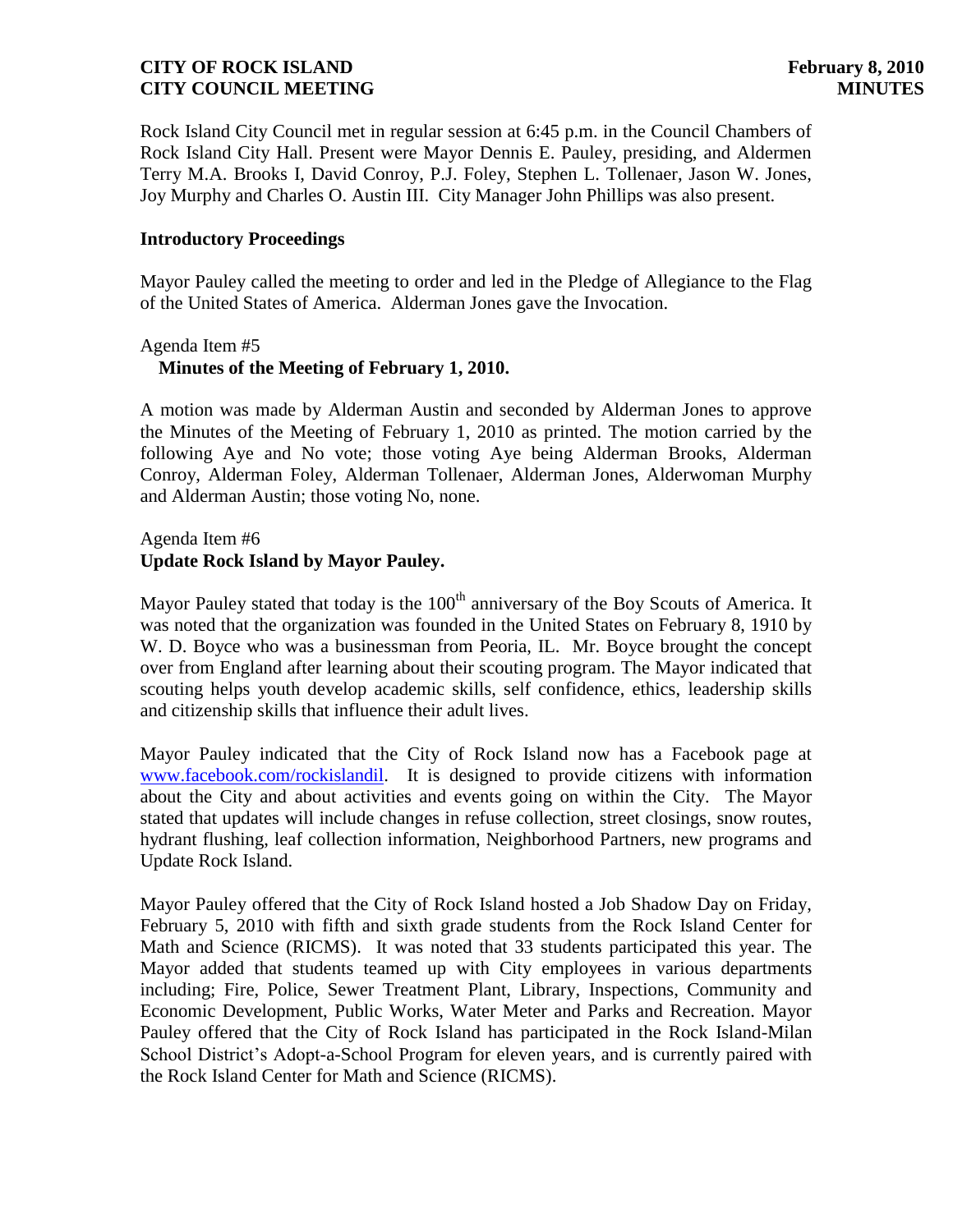Rock Island City Council met in regular session at 6:45 p.m. in the Council Chambers of Rock Island City Hall. Present were Mayor Dennis E. Pauley, presiding, and Aldermen Terry M.A. Brooks I, David Conroy, P.J. Foley, Stephen L. Tollenaer, Jason W. Jones, Joy Murphy and Charles O. Austin III. City Manager John Phillips was also present.

## Introductory Proceedings

Mayor Pauley called the meeting to order and led in the Pledge of Allegiance to the Flag of the United States of America. Alderman Jones gave the Invocation.

Agenda Item #5
**Minutes of the Meeting of February 1, 2010.**

A motion was made by Alderman Austin and seconded by Alderman Jones to approve the Minutes of the Meeting of February 1, 2010 as printed. The motion carried by the following Aye and No vote; those voting Aye being Alderman Brooks, Alderman Conroy, Alderman Foley, Alderman Tollenaer, Alderman Jones, Alderwoman Murphy and Alderman Austin; those voting No, none.

Agenda Item #6
**Update Rock Island by Mayor Pauley.**

Mayor Pauley stated that today is the 100th anniversary of the Boy Scouts of America. It was noted that the organization was founded in the United States on February 8, 1910 by W. D. Boyce who was a businessman from Peoria, IL. Mr. Boyce brought the concept over from England after learning about their scouting program. The Mayor indicated that scouting helps youth develop academic skills, self confidence, ethics, leadership skills and citizenship skills that influence their adult lives.

Mayor Pauley indicated that the City of Rock Island now has a Facebook page at www.facebook.com/rockislandil. It is designed to provide citizens with information about the City and about activities and events going on within the City. The Mayor stated that updates will include changes in refuse collection, street closings, snow routes, hydrant flushing, leaf collection information, Neighborhood Partners, new programs and Update Rock Island.

Mayor Pauley offered that the City of Rock Island hosted a Job Shadow Day on Friday, February 5, 2010 with fifth and sixth grade students from the Rock Island Center for Math and Science (RICMS). It was noted that 33 students participated this year. The Mayor added that students teamed up with City employees in various departments including; Fire, Police, Sewer Treatment Plant, Library, Inspections, Community and Economic Development, Public Works, Water Meter and Parks and Recreation. Mayor Pauley offered that the City of Rock Island has participated in the Rock Island-Milan School District's Adopt-a-School Program for eleven years, and is currently paired with the Rock Island Center for Math and Science (RICMS).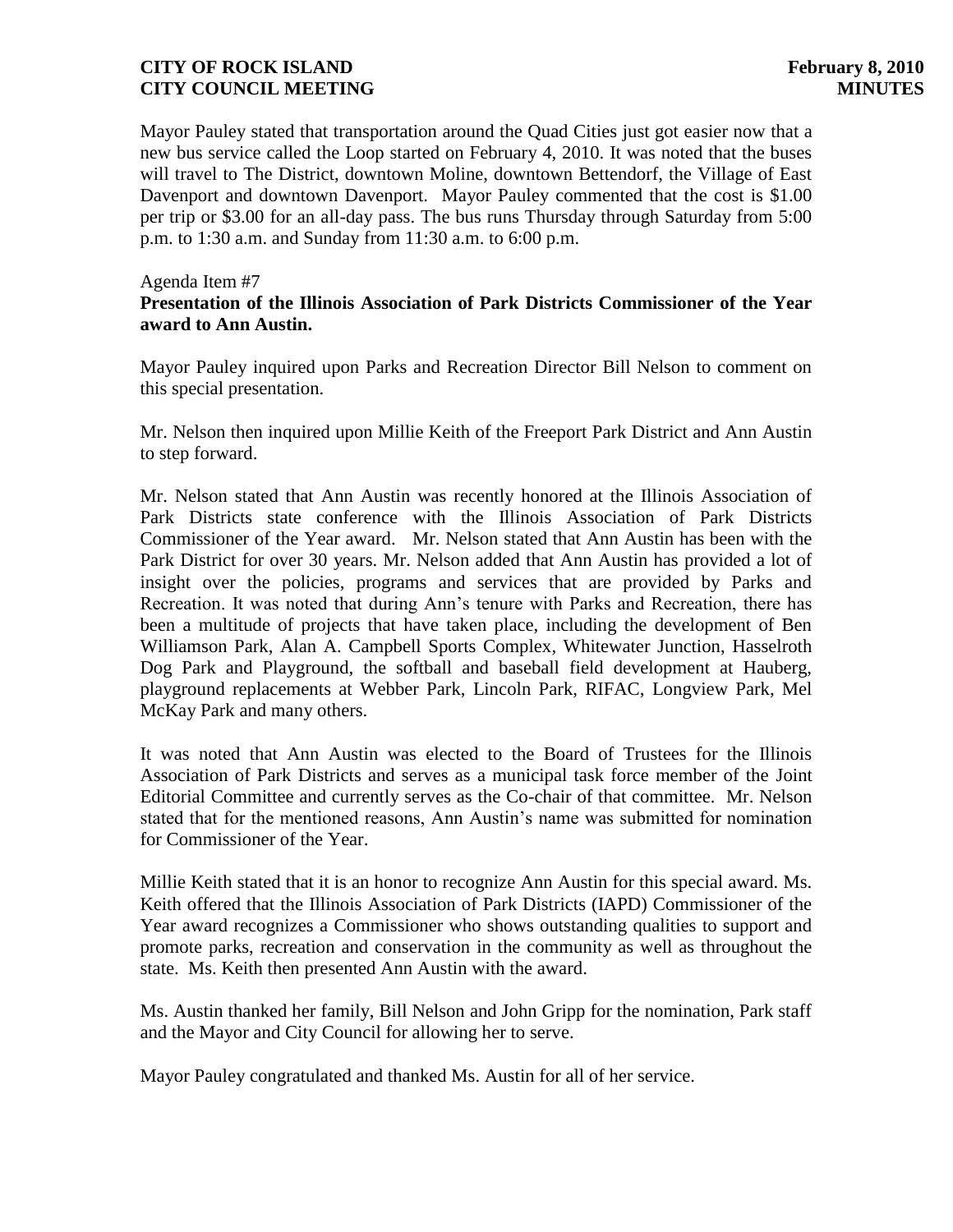Mayor Pauley stated that transportation around the Quad Cities just got easier now that a new bus service called the Loop started on February 4, 2010. It was noted that the buses will travel to The District, downtown Moline, downtown Bettendorf, the Village of East Davenport and downtown Davenport. Mayor Pauley commented that the cost is $1.00 per trip or $3.00 for an all-day pass. The bus runs Thursday through Saturday from 5:00 p.m. to 1:30 a.m. and Sunday from 11:30 a.m. to 6:00 p.m.

Agenda Item #7

**Presentation of the Illinois Association of Park Districts Commissioner of the Year award to Ann Austin.**

Mayor Pauley inquired upon Parks and Recreation Director Bill Nelson to comment on this special presentation.

Mr. Nelson then inquired upon Millie Keith of the Freeport Park District and Ann Austin to step forward.

Mr. Nelson stated that Ann Austin was recently honored at the Illinois Association of Park Districts state conference with the Illinois Association of Park Districts Commissioner of the Year award. Mr. Nelson stated that Ann Austin has been with the Park District for over 30 years. Mr. Nelson added that Ann Austin has provided a lot of insight over the policies, programs and services that are provided by Parks and Recreation. It was noted that during Ann's tenure with Parks and Recreation, there has been a multitude of projects that have taken place, including the development of Ben Williamson Park, Alan A. Campbell Sports Complex, Whitewater Junction, Hasselroth Dog Park and Playground, the softball and baseball field development at Hauberg, playground replacements at Webber Park, Lincoln Park, RIFAC, Longview Park, Mel McKay Park and many others.

It was noted that Ann Austin was elected to the Board of Trustees for the Illinois Association of Park Districts and serves as a municipal task force member of the Joint Editorial Committee and currently serves as the Co-chair of that committee. Mr. Nelson stated that for the mentioned reasons, Ann Austin's name was submitted for nomination for Commissioner of the Year.

Millie Keith stated that it is an honor to recognize Ann Austin for this special award. Ms. Keith offered that the Illinois Association of Park Districts (IAPD) Commissioner of the Year award recognizes a Commissioner who shows outstanding qualities to support and promote parks, recreation and conservation in the community as well as throughout the state. Ms. Keith then presented Ann Austin with the award.

Ms. Austin thanked her family, Bill Nelson and John Gripp for the nomination, Park staff and the Mayor and City Council for allowing her to serve.

Mayor Pauley congratulated and thanked Ms. Austin for all of her service.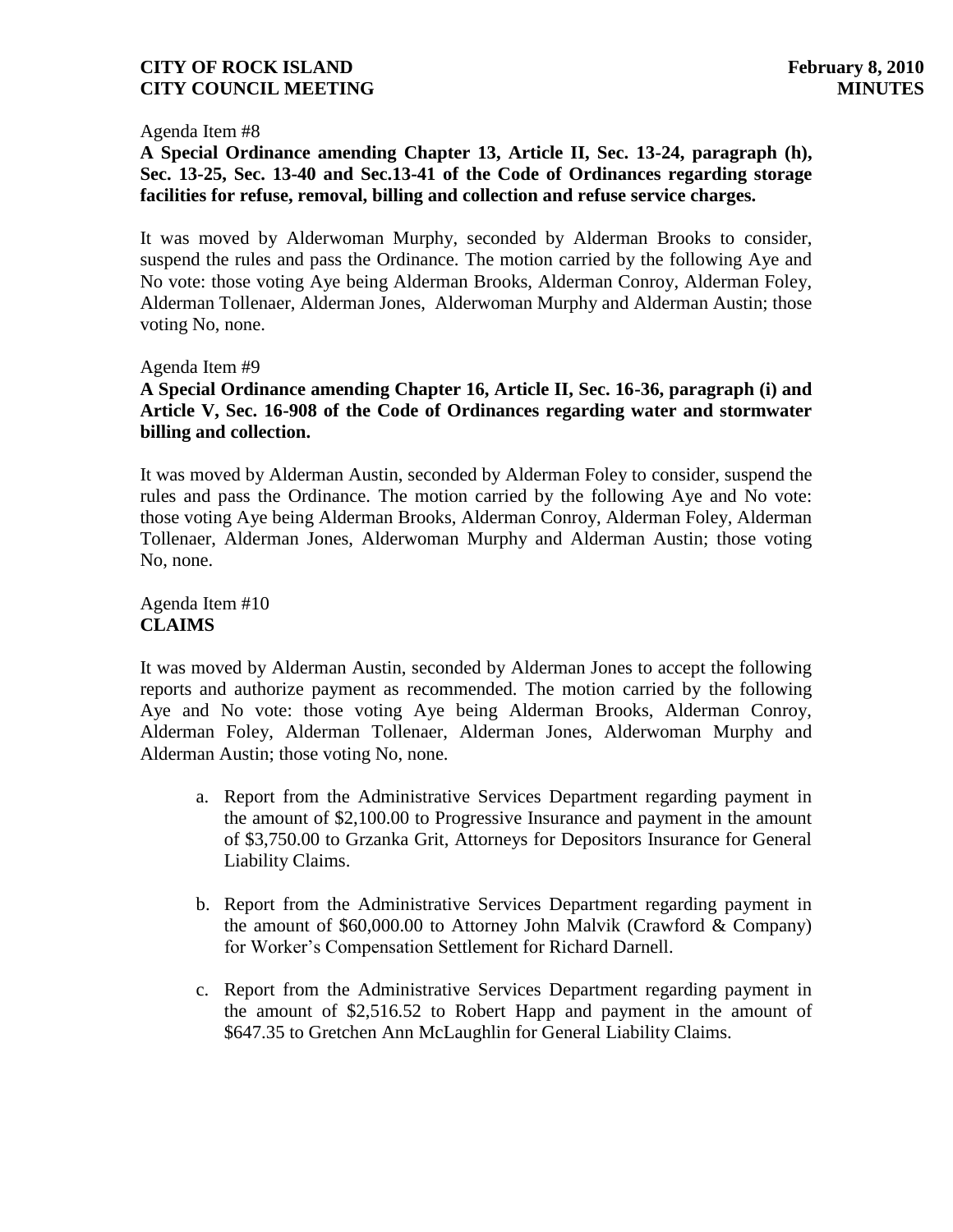Agenda Item #8

**A Special Ordinance amending Chapter 13, Article II, Sec. 13-24, paragraph (h), Sec. 13-25, Sec. 13-40 and Sec.13-41 of the Code of Ordinances regarding storage facilities for refuse, removal, billing and collection and refuse service charges.**

It was moved by Alderwoman Murphy, seconded by Alderman Brooks to consider, suspend the rules and pass the Ordinance. The motion carried by the following Aye and No vote: those voting Aye being Alderman Brooks, Alderman Conroy, Alderman Foley, Alderman Tollenaer, Alderman Jones, Alderwoman Murphy and Alderman Austin; those voting No, none.

Agenda Item #9

**A Special Ordinance amending Chapter 16, Article II, Sec. 16-36, paragraph (i) and Article V, Sec. 16-908 of the Code of Ordinances regarding water and stormwater billing and collection.**

It was moved by Alderman Austin, seconded by Alderman Foley to consider, suspend the rules and pass the Ordinance. The motion carried by the following Aye and No vote: those voting Aye being Alderman Brooks, Alderman Conroy, Alderman Foley, Alderman Tollenaer, Alderman Jones, Alderwoman Murphy and Alderman Austin; those voting No, none.

Agenda Item #10

**CLAIMS**

It was moved by Alderman Austin, seconded by Alderman Jones to accept the following reports and authorize payment as recommended. The motion carried by the following Aye and No vote: those voting Aye being Alderman Brooks, Alderman Conroy, Alderman Foley, Alderman Tollenaer, Alderman Jones, Alderwoman Murphy and Alderman Austin; those voting No, none.

a. Report from the Administrative Services Department regarding payment in the amount of $2,100.00 to Progressive Insurance and payment in the amount of $3,750.00 to Grzanka Grit, Attorneys for Depositors Insurance for General Liability Claims.

b. Report from the Administrative Services Department regarding payment in the amount of $60,000.00 to Attorney John Malvik (Crawford & Company) for Worker's Compensation Settlement for Richard Darnell.

c. Report from the Administrative Services Department regarding payment in the amount of $2,516.52 to Robert Happ and payment in the amount of $647.35 to Gretchen Ann McLaughlin for General Liability Claims.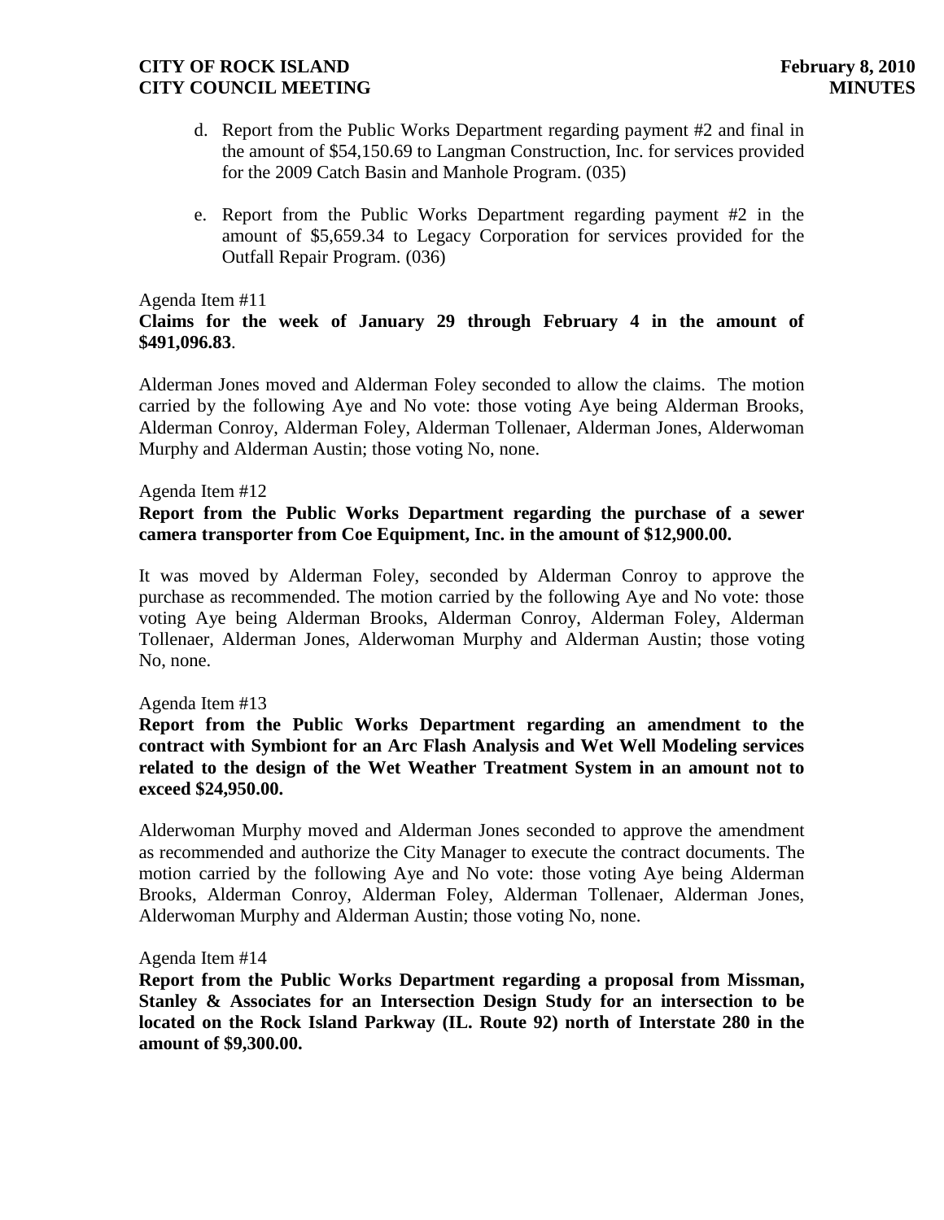d. Report from the Public Works Department regarding payment #2 and final in the amount of $54,150.69 to Langman Construction, Inc. for services provided for the 2009 Catch Basin and Manhole Program. (035)

e. Report from the Public Works Department regarding payment #2 in the amount of $5,659.34 to Legacy Corporation for services provided for the Outfall Repair Program. (036)

Agenda Item #11

**Claims for the week of January 29 through February 4 in the amount of $491,096.83**.

Alderman Jones moved and Alderman Foley seconded to allow the claims. The motion carried by the following Aye and No vote: those voting Aye being Alderman Brooks, Alderman Conroy, Alderman Foley, Alderman Tollenaer, Alderman Jones, Alderwoman Murphy and Alderman Austin; those voting No, none.

Agenda Item #12

**Report from the Public Works Department regarding the purchase of a sewer camera transporter from Coe Equipment, Inc. in the amount of $12,900.00.**

It was moved by Alderman Foley, seconded by Alderman Conroy to approve the purchase as recommended. The motion carried by the following Aye and No vote: those voting Aye being Alderman Brooks, Alderman Conroy, Alderman Foley, Alderman Tollenaer, Alderman Jones, Alderwoman Murphy and Alderman Austin; those voting No, none.

Agenda Item #13

**Report from the Public Works Department regarding an amendment to the contract with Symbiont for an Arc Flash Analysis and Wet Well Modeling services related to the design of the Wet Weather Treatment System in an amount not to exceed $24,950.00.**

Alderwoman Murphy moved and Alderman Jones seconded to approve the amendment as recommended and authorize the City Manager to execute the contract documents. The motion carried by the following Aye and No vote: those voting Aye being Alderman Brooks, Alderman Conroy, Alderman Foley, Alderman Tollenaer, Alderman Jones, Alderwoman Murphy and Alderman Austin; those voting No, none.

Agenda Item #14

**Report from the Public Works Department regarding a proposal from Missman, Stanley & Associates for an Intersection Design Study for an intersection to be located on the Rock Island Parkway (IL. Route 92) north of Interstate 280 in the amount of $9,300.00.**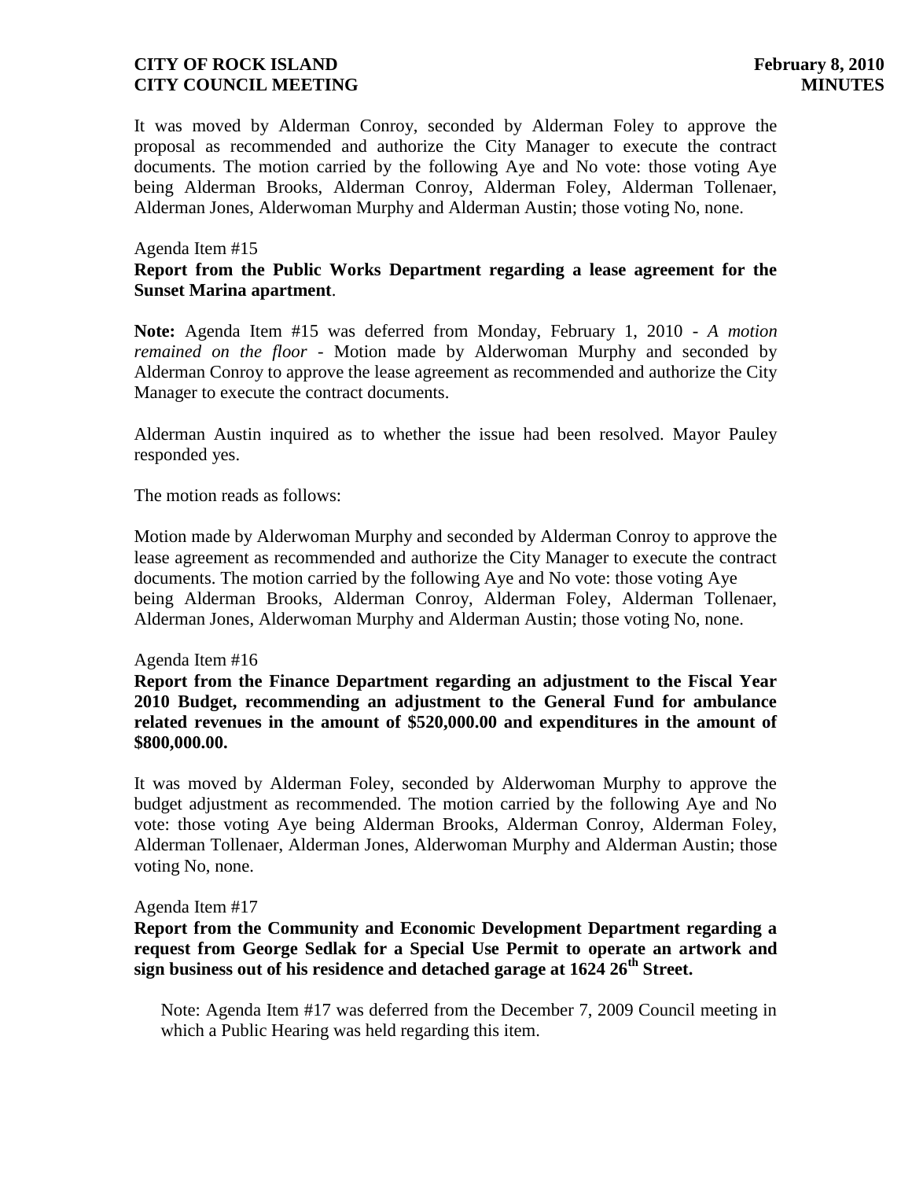It was moved by Alderman Conroy, seconded by Alderman Foley to approve the proposal as recommended and authorize the City Manager to execute the contract documents. The motion carried by the following Aye and No vote: those voting Aye being Alderman Brooks, Alderman Conroy, Alderman Foley, Alderman Tollenaer, Alderman Jones, Alderwoman Murphy and Alderman Austin; those voting No, none.

Agenda Item #15

**Report from the Public Works Department regarding a lease agreement for the Sunset Marina apartment**.

**Note:** Agenda Item #15 was deferred from Monday, February 1, 2010 - *A motion remained on the floor* - Motion made by Alderwoman Murphy and seconded by Alderman Conroy to approve the lease agreement as recommended and authorize the City Manager to execute the contract documents.

Alderman Austin inquired as to whether the issue had been resolved. Mayor Pauley responded yes.

The motion reads as follows:

Motion made by Alderwoman Murphy and seconded by Alderman Conroy to approve the lease agreement as recommended and authorize the City Manager to execute the contract documents. The motion carried by the following Aye and No vote: those voting Aye being Alderman Brooks, Alderman Conroy, Alderman Foley, Alderman Tollenaer, Alderman Jones, Alderwoman Murphy and Alderman Austin; those voting No, none.

Agenda Item #16

**Report from the Finance Department regarding an adjustment to the Fiscal Year 2010 Budget, recommending an adjustment to the General Fund for ambulance related revenues in the amount of $520,000.00 and expenditures in the amount of $800,000.00.**

It was moved by Alderman Foley, seconded by Alderwoman Murphy to approve the budget adjustment as recommended. The motion carried by the following Aye and No vote: those voting Aye being Alderman Brooks, Alderman Conroy, Alderman Foley, Alderman Tollenaer, Alderman Jones, Alderwoman Murphy and Alderman Austin; those voting No, none.

Agenda Item #17

**Report from the Community and Economic Development Department regarding a request from George Sedlak for a Special Use Permit to operate an artwork and sign business out of his residence and detached garage at 1624 26th Street.**

Note: Agenda Item #17 was deferred from the December 7, 2009 Council meeting in which a Public Hearing was held regarding this item.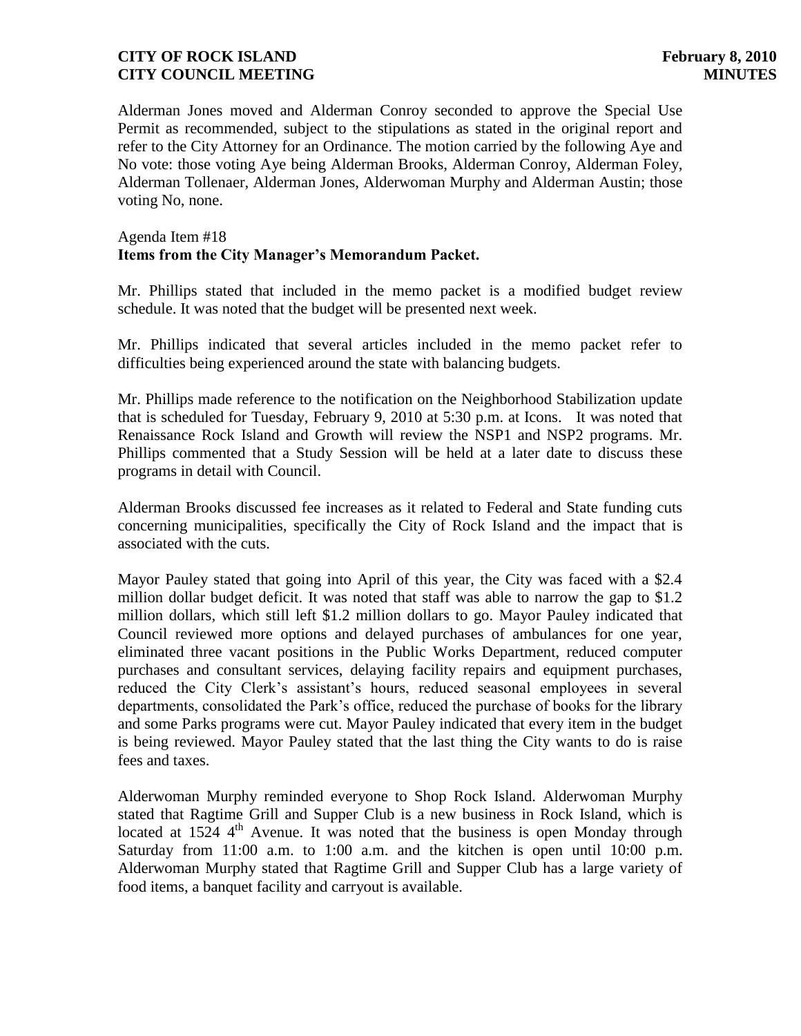Alderman Jones moved and Alderman Conroy seconded to approve the Special Use Permit as recommended, subject to the stipulations as stated in the original report and refer to the City Attorney for an Ordinance. The motion carried by the following Aye and No vote: those voting Aye being Alderman Brooks, Alderman Conroy, Alderman Foley, Alderman Tollenaer, Alderman Jones, Alderwoman Murphy and Alderman Austin; those voting No, none.

Agenda Item #18
**Items from the City Manager's Memorandum Packet.**

Mr. Phillips stated that included in the memo packet is a modified budget review schedule. It was noted that the budget will be presented next week.

Mr. Phillips indicated that several articles included in the memo packet refer to difficulties being experienced around the state with balancing budgets.

Mr. Phillips made reference to the notification on the Neighborhood Stabilization update that is scheduled for Tuesday, February 9, 2010 at 5:30 p.m. at Icons. It was noted that Renaissance Rock Island and Growth will review the NSP1 and NSP2 programs. Mr. Phillips commented that a Study Session will be held at a later date to discuss these programs in detail with Council.

Alderman Brooks discussed fee increases as it related to Federal and State funding cuts concerning municipalities, specifically the City of Rock Island and the impact that is associated with the cuts.

Mayor Pauley stated that going into April of this year, the City was faced with a $2.4 million dollar budget deficit. It was noted that staff was able to narrow the gap to $1.2 million dollars, which still left $1.2 million dollars to go. Mayor Pauley indicated that Council reviewed more options and delayed purchases of ambulances for one year, eliminated three vacant positions in the Public Works Department, reduced computer purchases and consultant services, delaying facility repairs and equipment purchases, reduced the City Clerk's assistant's hours, reduced seasonal employees in several departments, consolidated the Park's office, reduced the purchase of books for the library and some Parks programs were cut. Mayor Pauley indicated that every item in the budget is being reviewed. Mayor Pauley stated that the last thing the City wants to do is raise fees and taxes.

Alderwoman Murphy reminded everyone to Shop Rock Island. Alderwoman Murphy stated that Ragtime Grill and Supper Club is a new business in Rock Island, which is located at 1524 4th Avenue. It was noted that the business is open Monday through Saturday from 11:00 a.m. to 1:00 a.m. and the kitchen is open until 10:00 p.m. Alderwoman Murphy stated that Ragtime Grill and Supper Club has a large variety of food items, a banquet facility and carryout is available.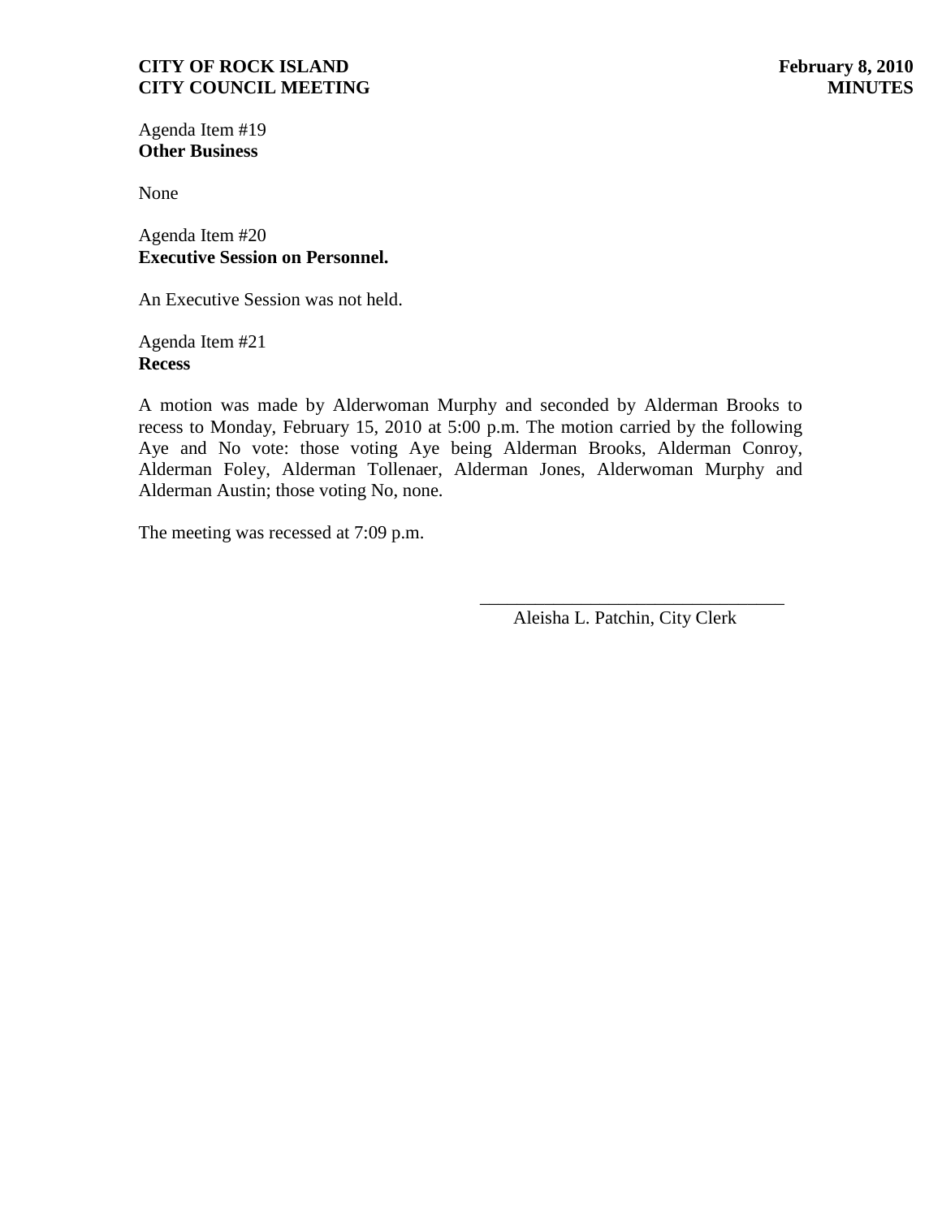Agenda Item #19
**Other Business**

None

Agenda Item #20
**Executive Session on Personnel.**

An Executive Session was not held.

Agenda Item #21
**Recess**

A motion was made by Alderwoman Murphy and seconded by Alderman Brooks to recess to Monday, February 15, 2010 at 5:00 p.m. The motion carried by the following Aye and No vote: those voting Aye being Alderman Brooks, Alderman Conroy, Alderman Foley, Alderman Tollenaer, Alderman Jones, Alderwoman Murphy and Alderman Austin; those voting No, none.

The meeting was recessed at 7:09 p.m.

_________________________________
Aleisha L. Patchin, City Clerk